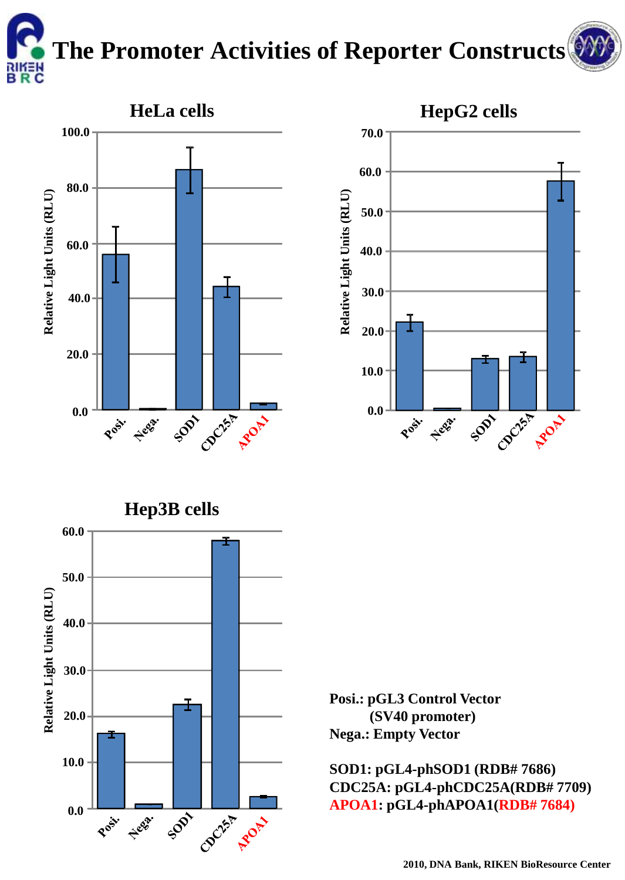# The Promoter Activities of Reporter Constructs

## HeLa cells

## HepG2 cells

## Hep3B cells

Posi.: pGL3 Control Vector
(SV40 promoter)
Nega.: Empty Vector

SOD1: pGL4-phSOD1 (RDB# 7686)
CDC25A: pGL4-phCDC25A(RDB# 7709)
APOA1: pGL4-phAPOA1(RDB# 7684)

2010, DNA Bank, RIKEN BioResource Center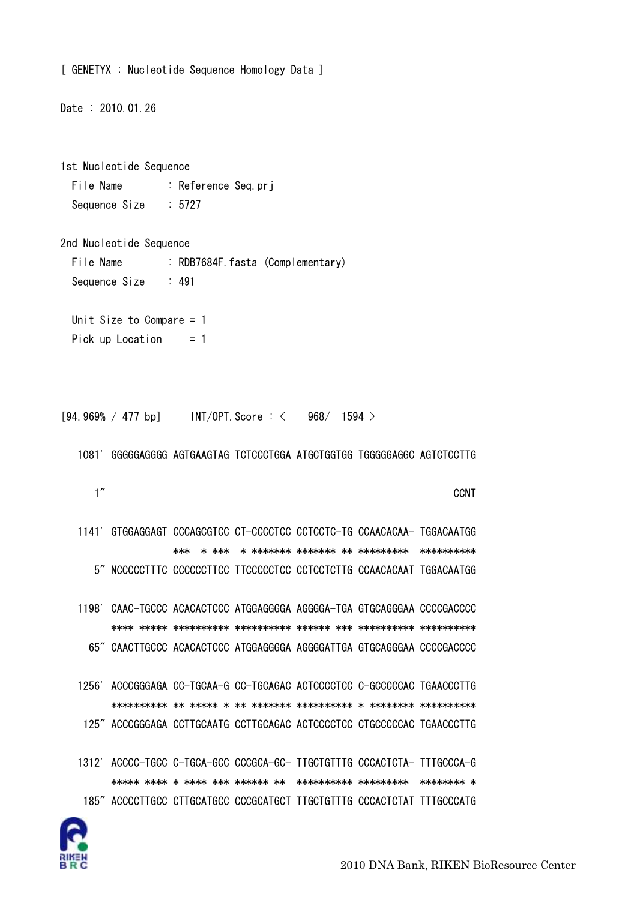[ GENETYX : Nucleotide Sequence Homology Data ]

Date : 2010.01.26

1st Nucleotide Sequence
  File Name      : Reference Seq.prj
  Sequence Size  : 5727

2nd Nucleotide Sequence
  File Name      : RDB7684F.fasta (Complementary)
  Sequence Size  : 491

  Unit Size to Compare = 1
  Pick up Location     = 1

[94.969% / 477 bp]     INT/OPT.Score : <    968/  1594 >

```
  1081' GGGGGAGGGG AGTGAAGTAG TCTCCCTGGA ATGCTGGTGG TGGGGGAGGC AGTCTCCTTG

     1"                                                             CCNT

  1141' GTGGAGGAGT CCCAGCGTCC CT-CCCCTCC CCTCCTC-TG CCAACACAA- TGGACAATGG
                   ***   * ***   * ******* ******* ** *********  **********
     5" NCCCCCTTTC CCCCCCTTCC TTCCCCCTCC CCTCCTCTTG CCAACACAAT TGGACAATGG

  1198' CAAC-TGCCC ACACACTCCC ATGGAGGGGA AGGGGA-TGA GTGCAGGGAA CCCCGACCCC
        **** ***** ********** ********** ****** *** ********** **********
    65" CAACTTGCCC ACACACTCCC ATGGAGGGGA AGGGGATTGA GTGCAGGGAA CCCCGACCCC

  1256' ACCCGGGAGA CC-TGCAA-G CC-TGCAGAC ACTCCCCTCC C-GCCCCCAC TGAACCCTTG
        ********** ** ***** * ** ******* ********** * ******** **********
   125" ACCCGGGAGA CCTTGCAATG CCTTGCAGAC ACTCCCCTCC CTGCCCCCAC TGAACCCTTG

  1312' ACCCC-TGCC C-TGCA-GCC CCCGCA-GC- TTGCTGTTTG CCCACTCTA- TTTGCCCA-G
        ***** **** * **** *** ****** **  ********** *********  ******** *
   185" ACCCCTTGCC CTTGCATGCC CCCGCATGCT TTGCTGTTTG CCCACTCTAT TTTGCCCATG
```

2010 DNA Bank, RIKEN BioResource Center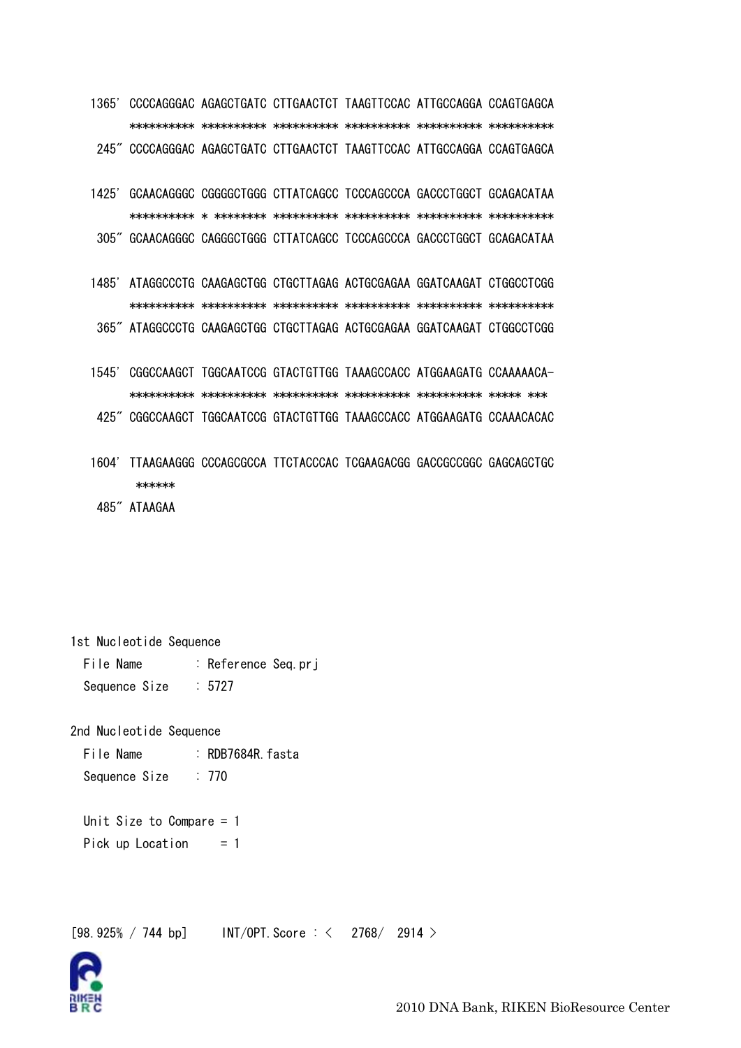```
1365’ CCCCAGGGAC AGAGCTGATC CTTGAACTCT TAAGTTCCAC ATTGCCAGGA CCAGTGAGCA
      ********** ********** ********** ********** ********** **********
 245″ CCCCAGGGAC AGAGCTGATC CTTGAACTCT TAAGTTCCAC ATTGCCAGGA CCAGTGAGCA

1425’ GCAACAGGGC CGGGGCTGGG CTTATCAGCC TCCCAGCCCA GACCCTGGCT GCAGACATAA
      ********** * ******** ********** ********** ********** **********
 305″ GCAACAGGGC CAGGGCTGGG CTTATCAGCC TCCCAGCCCA GACCCTGGCT GCAGACATAA

1485’ ATAGGCCCTG CAAGAGCTGG CTGCTTAGAG ACTGCGAGAA GGATCAAGAT CTGGCCTCGG
      ********** ********** ********** ********** ********** **********
 365″ ATAGGCCCTG CAAGAGCTGG CTGCTTAGAG ACTGCGAGAA GGATCAAGAT CTGGCCTCGG

1545’ CGGCCAAGCT TGGCAATCCG GTACTGTTGG TAAAGCCACC ATGGAAGATG CCAAAAACA-
      ********** ********** ********** ********** ********** ***** ***
 425″ CGGCCAAGCT TGGCAATCCG GTACTGTTGG TAAAGCCACC ATGGAAGATG CCAAACACAC

1604’ TTAAGAAGGG CCCAGCGCCA TTCTACCCAC TCGAAGACGG GACCGCCGGC GAGCAGCTGC
       ******
 485″ ATAAGAA
```

1st Nucleotide Sequence
  File Name : Reference Seq.prj
  Sequence Size : 5727

2nd Nucleotide Sequence
  File Name : RDB7684R.fasta
  Sequence Size : 770

  Unit Size to Compare = 1
  Pick up Location = 1

[98.925% / 744 bp] INT/OPT.Score : < 2768/ 2914 >

2010 DNA Bank, RIKEN BioResource Center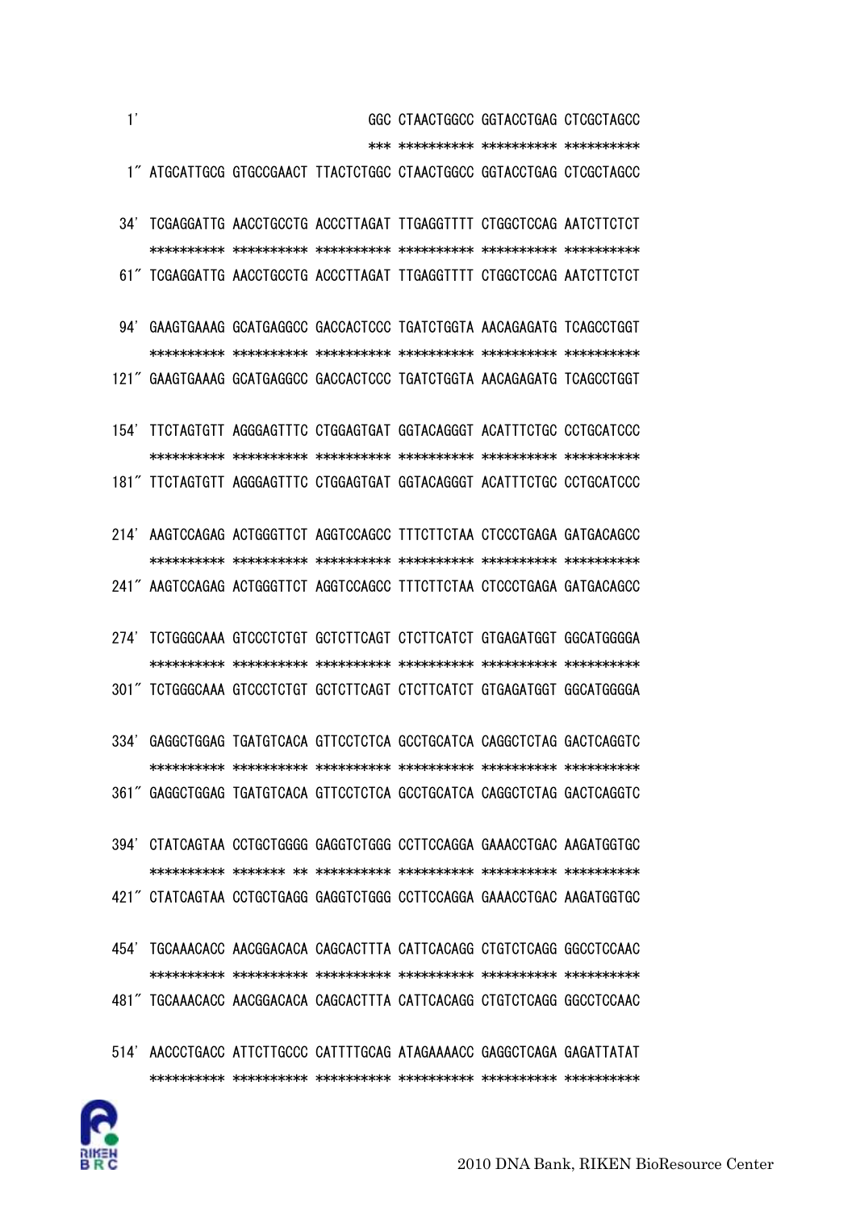```
  1'                               GGC CTAACTGGCC GGTACCTGAG CTCGCTAGCC
                                   *** ********** ********** **********
  1″ ATGCATTGCG GTGCCGAACT TTACTCTGGC CTAACTGGCC GGTACCTGAG CTCGCTAGCC

 34' TCGAGGATTG AACCTGCCTG ACCCTTAGAT TTGAGGTTTT CTGGCTCCAG AATCTTCTCT
     ********** ********** ********** ********** ********** **********
 61″ TCGAGGATTG AACCTGCCTG ACCCTTAGAT TTGAGGTTTT CTGGCTCCAG AATCTTCTCT

 94' GAAGTGAAAG GCATGAGGCC GACCACTCCC TGATCTGGTA AACAGAGATG TCAGCCTGGT
     ********** ********** ********** ********** ********** **********
121″ GAAGTGAAAG GCATGAGGCC GACCACTCCC TGATCTGGTA AACAGAGATG TCAGCCTGGT

154' TTCTAGTGTT AGGGAGTTTC CTGGAGTGAT GGTACAGGGT ACATTTCTGC CCTGCATCCC
     ********** ********** ********** ********** ********** **********
181″ TTCTAGTGTT AGGGAGTTTC CTGGAGTGAT GGTACAGGGT ACATTTCTGC CCTGCATCCC

214' AAGTCCAGAG ACTGGGTTCT AGGTCCAGCC TTTCTTCTAA CTCCCTGAGA GATGACAGCC
     ********** ********** ********** ********** ********** **********
241″ AAGTCCAGAG ACTGGGTTCT AGGTCCAGCC TTTCTTCTAA CTCCCTGAGA GATGACAGCC

274' TCTGGGCAAA GTCCCTCTGT GCTCTTCAGT CTCTTCATCT GTGAGATGGT GGCATGGGGA
     ********** ********** ********** ********** ********** **********
301″ TCTGGGCAAA GTCCCTCTGT GCTCTTCAGT CTCTTCATCT GTGAGATGGT GGCATGGGGA

334' GAGGCTGGAG TGATGTCACA GTTCCTCTCA GCCTGCATCA CAGGCTCTAG GACTCAGGTC
     ********** ********** ********** ********** ********** **********
361″ GAGGCTGGAG TGATGTCACA GTTCCTCTCA GCCTGCATCA CAGGCTCTAG GACTCAGGTC

394' CTATCAGTAA CCTGCTGGGG GAGGTCTGGG CCTTCCAGGA GAAACCTGAC AAGATGGTGC
     ********** ******* ** ********** ********** ********** **********
421″ CTATCAGTAA CCTGCTGAGG GAGGTCTGGG CCTTCCAGGA GAAACCTGAC AAGATGGTGC

454' TGCAAACACC AACGGACACA CAGCACTTTA CATTCACAGG CTGTCTCAGG GGCCTCCAAC
     ********** ********** ********** ********** ********** **********
481″ TGCAAACACC AACGGACACA CAGCACTTTA CATTCACAGG CTGTCTCAGG GGCCTCCAAC

514' AACCCTGACC ATTCTTGCCC CATTTTGCAG ATAGAAAACC GAGGCTCAGA GAGATTATAT
     ********** ********** ********** ********** ********** **********
```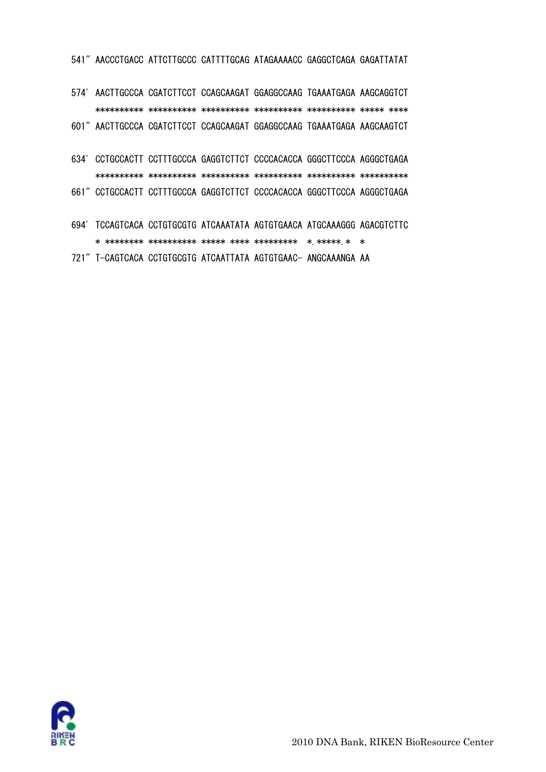```
541″ AACCCTGACC ATTCTTGCCC CATTTTGCAG ATAGAAAACC GAGGCTCAGA GAGATTATAT

574' AACTTGCCCA CGATCTTCCT CCAGCAAGAT GGAGGCCAAG TGAAATGAGA AAGCAGGTCT
     ********** ********** ********** ********** ********** ***** ****
601″ AACTTGCCCA CGATCTTCCT CCAGCAAGAT GGAGGCCAAG TGAAATGAGA AAGCAAGTCT

634' CCTGCCACTT CCTTTGCCCA GAGGTCTTCT CCCCACACCA GGGCTTCCCA AGGGCTGAGA
     ********** ********** ********** ********** ********** **********
661″ CCTGCCACTT CCTTTGCCCA GAGGTCTTCT CCCCACACCA GGGCTTCCCA AGGGCTGAGA

694' TCCAGTCACA CCTGTGCGTG ATCAAATATA AGTGTGAACA ATGCAAAGGG AGACGTCTTC
     * ******** ********** ***** **** *********  *.*****.*  *
721″ T-CAGTCACA CCTGTGCGTG ATCAATTATA AGTGTGAAC- ANGCAAANGA AA
```

2010 DNA Bank, RIKEN BioResource Center